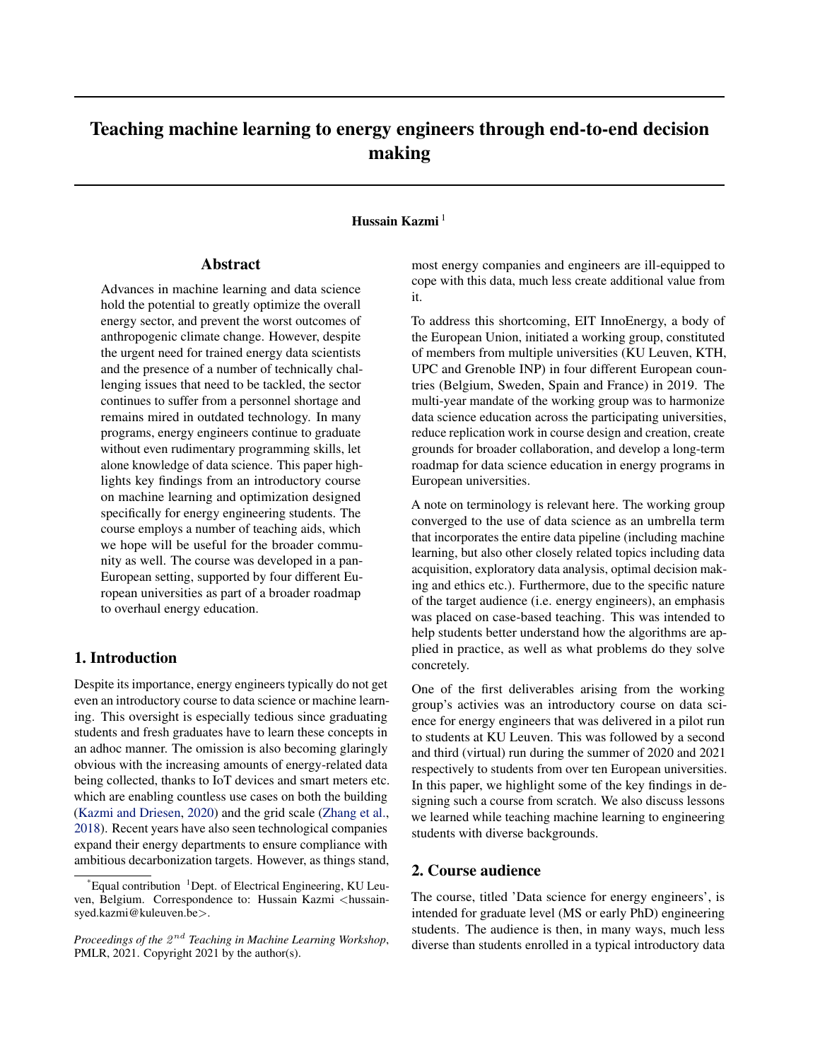# Teaching machine learning to energy engineers through end-to-end decision making

**Hussain Kazmi** [1]

## Abstract

Advances in machine learning and data science hold the potential to greatly optimize the overall energy sector, and prevent the worst outcomes of anthropogenic climate change. However, despite the urgent need for trained energy data scientists and the presence of a number of technically challenging issues that need to be tackled, the sector continues to suffer from a personnel shortage and remains mired in outdated technology. In many programs, energy engineers continue to graduate without even rudimentary programming skills, let alone knowledge of data science. This paper highlights key findings from an introductory course on machine learning and optimization designed specifically for energy engineering students. The course employs a number of teaching aids, which we hope will be useful for the broader community as well. The course was developed in a pan-European setting, supported by four different European universities as part of a broader roadmap to overhaul energy education.

## 1. Introduction

Despite its importance, energy engineers typically do not get even an introductory course to data science or machine learning. This oversight is especially tedious since graduating students and fresh graduates have to learn these concepts in an adhoc manner. The omission is also becoming glaringly obvious with the increasing amounts of energy-related data being collected, thanks to IoT devices and smart meters etc. which are enabling countless use cases on both the building (Kazmi and Driesen, 2020) and the grid scale (Zhang et al., 2018). Recent years have also seen technological companies expand their energy departments to ensure compliance with ambitious decarbonization targets. However, as things stand, most energy companies and engineers are ill-equipped to cope with this data, much less create additional value from it.

To address this shortcoming, EIT InnoEnergy, a body of the European Union, initiated a working group, constituted of members from multiple universities (KU Leuven, KTH, UPC and Grenoble INP) in four different European countries (Belgium, Sweden, Spain and France) in 2019. The multi-year mandate of the working group was to harmonize data science education across the participating universities, reduce replication work in course design and creation, create grounds for broader collaboration, and develop a long-term roadmap for data science education in energy programs in European universities.

A note on terminology is relevant here. The working group converged to the use of data science as an umbrella term that incorporates the entire data pipeline (including machine learning, but also other closely related topics including data acquisition, exploratory data analysis, optimal decision making and ethics etc.). Furthermore, due to the specific nature of the target audience (i.e. energy engineers), an emphasis was placed on case-based teaching. This was intended to help students better understand how the algorithms are applied in practice, as well as what problems do they solve concretely.

One of the first deliverables arising from the working group's activies was an introductory course on data science for energy engineers that was delivered in a pilot run to students at KU Leuven. This was followed by a second and third (virtual) run during the summer of 2020 and 2021 respectively to students from over ten European universities. In this paper, we highlight some of the key findings in designing such a course from scratch. We also discuss lessons we learned while teaching machine learning to engineering students with diverse backgrounds.

## 2. Course audience

The course, titled 'Data science for energy engineers', is intended for graduate level (MS or early PhD) engineering students. The audience is then, in many ways, much less diverse than students enrolled in a typical introductory data

---

[*] Equal contribution [1] Dept. of Electrical Engineering, KU Leuven, Belgium. Correspondence to: Hussain Kazmi <hussainsyed.kazmi@kuleuven.be>.

*Proceedings of the 2nd Teaching in Machine Learning Workshop*, PMLR, 2021. Copyright 2021 by the author(s).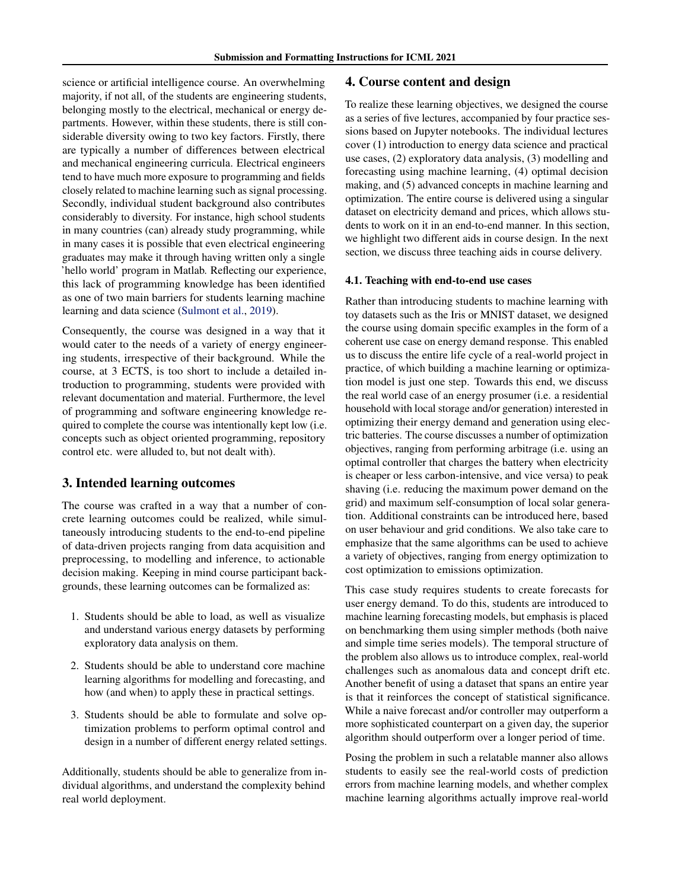science or artificial intelligence course. An overwhelming majority, if not all, of the students are engineering students, belonging mostly to the electrical, mechanical or energy departments. However, within these students, there is still considerable diversity owing to two key factors. Firstly, there are typically a number of differences between electrical and mechanical engineering curricula. Electrical engineers tend to have much more exposure to programming and fields closely related to machine learning such as signal processing. Secondly, individual student background also contributes considerably to diversity. For instance, high school students in many countries (can) already study programming, while in many cases it is possible that even electrical engineering graduates may make it through having written only a single 'hello world' program in Matlab. Reflecting our experience, this lack of programming knowledge has been identified as one of two main barriers for students learning machine learning and data science (Sulmont et al., 2019).

Consequently, the course was designed in a way that it would cater to the needs of a variety of energy engineering students, irrespective of their background. While the course, at 3 ECTS, is too short to include a detailed introduction to programming, students were provided with relevant documentation and material. Furthermore, the level of programming and software engineering knowledge required to complete the course was intentionally kept low (i.e. concepts such as object oriented programming, repository control etc. were alluded to, but not dealt with).

## 3. Intended learning outcomes

The course was crafted in a way that a number of concrete learning outcomes could be realized, while simultaneously introducing students to the end-to-end pipeline of data-driven projects ranging from data acquisition and preprocessing, to modelling and inference, to actionable decision making. Keeping in mind course participant backgrounds, these learning outcomes can be formalized as:

1. Students should be able to load, as well as visualize and understand various energy datasets by performing exploratory data analysis on them.
2. Students should be able to understand core machine learning algorithms for modelling and forecasting, and how (and when) to apply these in practical settings.
3. Students should be able to formulate and solve optimization problems to perform optimal control and design in a number of different energy related settings.

Additionally, students should be able to generalize from individual algorithms, and understand the complexity behind real world deployment.

## 4. Course content and design

To realize these learning objectives, we designed the course as a series of five lectures, accompanied by four practice sessions based on Jupyter notebooks. The individual lectures cover (1) introduction to energy data science and practical use cases, (2) exploratory data analysis, (3) modelling and forecasting using machine learning, (4) optimal decision making, and (5) advanced concepts in machine learning and optimization. The entire course is delivered using a singular dataset on electricity demand and prices, which allows students to work on it in an end-to-end manner. In this section, we highlight two different aids in course design. In the next section, we discuss three teaching aids in course delivery.

### 4.1. Teaching with end-to-end use cases

Rather than introducing students to machine learning with toy datasets such as the Iris or MNIST dataset, we designed the course using domain specific examples in the form of a coherent use case on energy demand response. This enabled us to discuss the entire life cycle of a real-world project in practice, of which building a machine learning or optimization model is just one step. Towards this end, we discuss the real world case of an energy prosumer (i.e. a residential household with local storage and/or generation) interested in optimizing their energy demand and generation using electric batteries. The course discusses a number of optimization objectives, ranging from performing arbitrage (i.e. using an optimal controller that charges the battery when electricity is cheaper or less carbon-intensive, and vice versa) to peak shaving (i.e. reducing the maximum power demand on the grid) and maximum self-consumption of local solar generation. Additional constraints can be introduced here, based on user behaviour and grid conditions. We also take care to emphasize that the same algorithms can be used to achieve a variety of objectives, ranging from energy optimization to cost optimization to emissions optimization.

This case study requires students to create forecasts for user energy demand. To do this, students are introduced to machine learning forecasting models, but emphasis is placed on benchmarking them using simpler methods (both naive and simple time series models). The temporal structure of the problem also allows us to introduce complex, real-world challenges such as anomalous data and concept drift etc. Another benefit of using a dataset that spans an entire year is that it reinforces the concept of statistical significance. While a naive forecast and/or controller may outperform a more sophisticated counterpart on a given day, the superior algorithm should outperform over a longer period of time.

Posing the problem in such a relatable manner also allows students to easily see the real-world costs of prediction errors from machine learning models, and whether complex machine learning algorithms actually improve real-world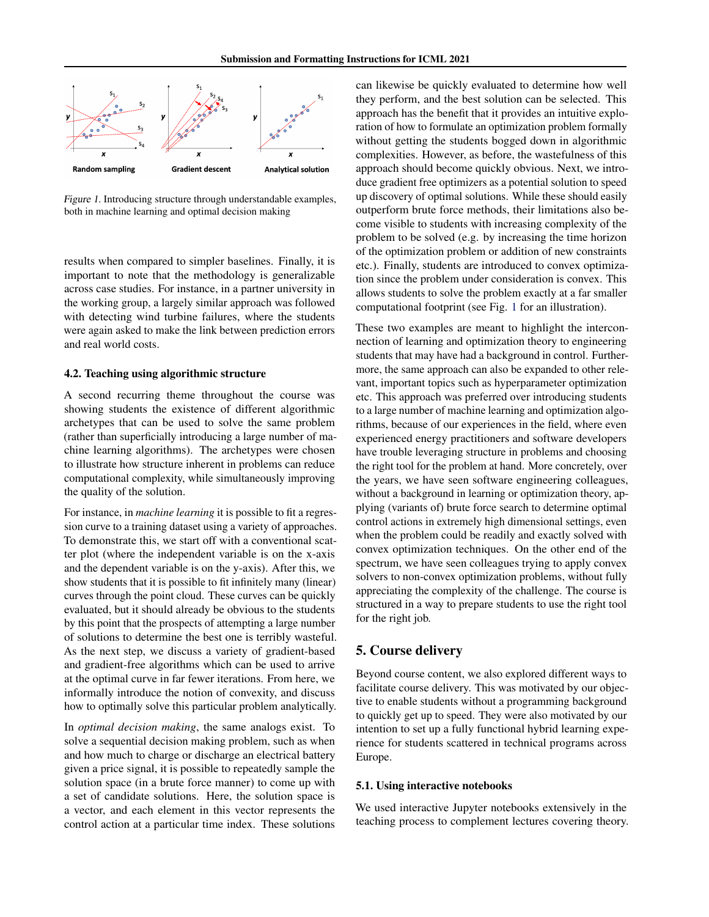*Figure 1.* Introducing structure through understandable examples, both in machine learning and optimal decision making

results when compared to simpler baselines. Finally, it is important to note that the methodology is generalizable across case studies. For instance, in a partner university in the working group, a largely similar approach was followed with detecting wind turbine failures, where the students were again asked to make the link between prediction errors and real world costs.

### 4.2. Teaching using algorithmic structure

A second recurring theme throughout the course was showing students the existence of different algorithmic archetypes that can be used to solve the same problem (rather than superficially introducing a large number of machine learning algorithms). The archetypes were chosen to illustrate how structure inherent in problems can reduce computational complexity, while simultaneously improving the quality of the solution.

For instance, in *machine learning* it is possible to fit a regression curve to a training dataset using a variety of approaches. To demonstrate this, we start off with a conventional scatter plot (where the independent variable is on the x-axis and the dependent variable is on the y-axis). After this, we show students that it is possible to fit infinitely many (linear) curves through the point cloud. These curves can be quickly evaluated, but it should already be obvious to the students by this point that the prospects of attempting a large number of solutions to determine the best one is terribly wasteful. As the next step, we discuss a variety of gradient-based and gradient-free algorithms which can be used to arrive at the optimal curve in far fewer iterations. From here, we informally introduce the notion of convexity, and discuss how to optimally solve this particular problem analytically.

In *optimal decision making*, the same analogs exist. To solve a sequential decision making problem, such as when and how much to charge or discharge an electrical battery given a price signal, it is possible to repeatedly sample the solution space (in a brute force manner) to come up with a set of candidate solutions. Here, the solution space is a vector, and each element in this vector represents the control action at a particular time index. These solutions can likewise be quickly evaluated to determine how well they perform, and the best solution can be selected. This approach has the benefit that it provides an intuitive exploration of how to formulate an optimization problem formally without getting the students bogged down in algorithmic complexities. However, as before, the wastefulness of this approach should become quickly obvious. Next, we introduce gradient free optimizers as a potential solution to speed up discovery of optimal solutions. While these should easily outperform brute force methods, their limitations also become visible to students with increasing complexity of the problem to be solved (e.g. by increasing the time horizon of the optimization problem or addition of new constraints etc.). Finally, students are introduced to convex optimization since the problem under consideration is convex. This allows students to solve the problem exactly at a far smaller computational footprint (see Fig. 1 for an illustration).

These two examples are meant to highlight the interconnection of learning and optimization theory to engineering students that may have had a background in control. Furthermore, the same approach can also be expanded to other relevant, important topics such as hyperparameter optimization etc. This approach was preferred over introducing students to a large number of machine learning and optimization algorithms, because of our experiences in the field, where even experienced energy practitioners and software developers have trouble leveraging structure in problems and choosing the right tool for the problem at hand. More concretely, over the years, we have seen software engineering colleagues, without a background in learning or optimization theory, applying (variants of) brute force search to determine optimal control actions in extremely high dimensional settings, even when the problem could be readily and exactly solved with convex optimization techniques. On the other end of the spectrum, we have seen colleagues trying to apply convex solvers to non-convex optimization problems, without fully appreciating the complexity of the challenge. The course is structured in a way to prepare students to use the right tool for the right job.

## 5. Course delivery

Beyond course content, we also explored different ways to facilitate course delivery. This was motivated by our objective to enable students without a programming background to quickly get up to speed. They were also motivated by our intention to set up a fully functional hybrid learning experience for students scattered in technical programs across Europe.

### 5.1. Using interactive notebooks

We used interactive Jupyter notebooks extensively in the teaching process to complement lectures covering theory.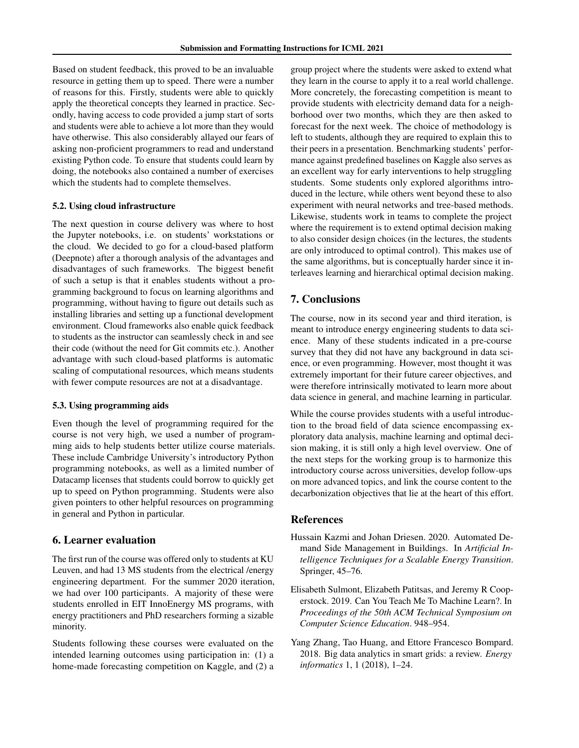Based on student feedback, this proved to be an invaluable resource in getting them up to speed. There were a number of reasons for this. Firstly, students were able to quickly apply the theoretical concepts they learned in practice. Secondly, having access to code provided a jump start of sorts and students were able to achieve a lot more than they would have otherwise. This also considerably allayed our fears of asking non-proficient programmers to read and understand existing Python code. To ensure that students could learn by doing, the notebooks also contained a number of exercises which the students had to complete themselves.

### 5.2. Using cloud infrastructure

The next question in course delivery was where to host the Jupyter notebooks, i.e. on students' workstations or the cloud. We decided to go for a cloud-based platform (Deepnote) after a thorough analysis of the advantages and disadvantages of such frameworks. The biggest benefit of such a setup is that it enables students without a programming background to focus on learning algorithms and programming, without having to figure out details such as installing libraries and setting up a functional development environment. Cloud frameworks also enable quick feedback to students as the instructor can seamlessly check in and see their code (without the need for Git commits etc.). Another advantage with such cloud-based platforms is automatic scaling of computational resources, which means students with fewer compute resources are not at a disadvantage.

### 5.3. Using programming aids

Even though the level of programming required for the course is not very high, we used a number of programming aids to help students better utilize course materials. These include Cambridge University's introductory Python programming notebooks, as well as a limited number of Datacamp licenses that students could borrow to quickly get up to speed on Python programming. Students were also given pointers to other helpful resources on programming in general and Python in particular.

## 6. Learner evaluation

The first run of the course was offered only to students at KU Leuven, and had 13 MS students from the electrical /energy engineering department. For the summer 2020 iteration, we had over 100 participants. A majority of these were students enrolled in EIT InnoEnergy MS programs, with energy practitioners and PhD researchers forming a sizable minority.

Students following these courses were evaluated on the intended learning outcomes using participation in: (1) a home-made forecasting competition on Kaggle, and (2) a group project where the students were asked to extend what they learn in the course to apply it to a real world challenge. More concretely, the forecasting competition is meant to provide students with electricity demand data for a neighborhood over two months, which they are then asked to forecast for the next week. The choice of methodology is left to students, although they are required to explain this to their peers in a presentation. Benchmarking students' performance against predefined baselines on Kaggle also serves as an excellent way for early interventions to help struggling students. Some students only explored algorithms introduced in the lecture, while others went beyond these to also experiment with neural networks and tree-based methods. Likewise, students work in teams to complete the project where the requirement is to extend optimal decision making to also consider design choices (in the lectures, the students are only introduced to optimal control). This makes use of the same algorithms, but is conceptually harder since it interleaves learning and hierarchical optimal decision making.

## 7. Conclusions

The course, now in its second year and third iteration, is meant to introduce energy engineering students to data science. Many of these students indicated in a pre-course survey that they did not have any background in data science, or even programming. However, most thought it was extremely important for their future career objectives, and were therefore intrinsically motivated to learn more about data science in general, and machine learning in particular.

While the course provides students with a useful introduction to the broad field of data science encompassing exploratory data analysis, machine learning and optimal decision making, it is still only a high level overview. One of the next steps for the working group is to harmonize this introductory course across universities, develop follow-ups on more advanced topics, and link the course content to the decarbonization objectives that lie at the heart of this effort.

## References

Hussain Kazmi and Johan Driesen. 2020. Automated Demand Side Management in Buildings. In *Artificial Intelligence Techniques for a Scalable Energy Transition*. Springer, 45–76.

Elisabeth Sulmont, Elizabeth Patitsas, and Jeremy R Cooperstock. 2019. Can You Teach Me To Machine Learn?. In *Proceedings of the 50th ACM Technical Symposium on Computer Science Education*. 948–954.

Yang Zhang, Tao Huang, and Ettore Francesco Bompard. 2018. Big data analytics in smart grids: a review. *Energy informatics* 1, 1 (2018), 1–24.